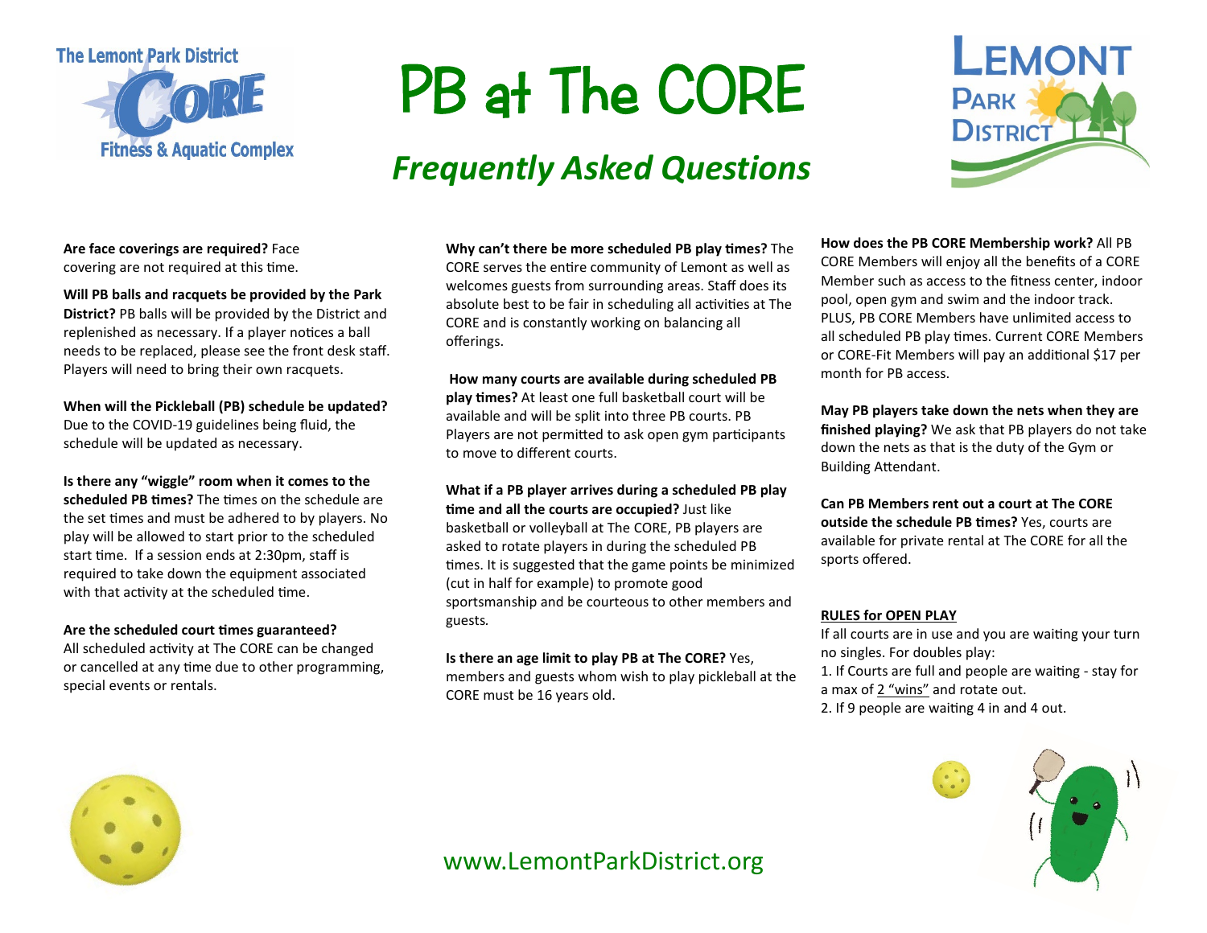The Lemont Park District CORE Fitness & Aquatic Complex

# PB at The CORE

## *Frequently Asked Questions*

LEMONT PARK DISTRICT

**Are face coverings are required?** Face covering are not required at this time.

**Will PB balls and racquets be provided by the Park District?** PB balls will be provided by the District and replenished as necessary. If a player notices a ball needs to be replaced, please see the front desk staff. Players will need to bring their own racquets.

**When will the Pickleball (PB) schedule be updated?** Due to the COVID-19 guidelines being fluid, the schedule will be updated as necessary.

**Is there any "wiggle" room when it comes to the scheduled PB times?** The times on the schedule are the set times and must be adhered to by players. No play will be allowed to start prior to the scheduled start time. If a session ends at 2:30pm, staff is required to take down the equipment associated with that activity at the scheduled time.

**Are the scheduled court times guaranteed?** All scheduled activity at The CORE can be changed or cancelled at any time due to other programming, special events or rentals.

**Why can't there be more scheduled PB play times?** The CORE serves the entire community of Lemont as well as welcomes guests from surrounding areas. Staff does its absolute best to be fair in scheduling all activities at The CORE and is constantly working on balancing all offerings.

**How many courts are available during scheduled PB play times?** At least one full basketball court will be available and will be split into three PB courts. PB Players are not permitted to ask open gym participants to move to different courts.

**What if a PB player arrives during a scheduled PB play time and all the courts are occupied?** Just like basketball or volleyball at The CORE, PB players are asked to rotate players in during the scheduled PB times. It is suggested that the game points be minimized (cut in half for example) to promote good sportsmanship and be courteous to other members and guests.

**Is there an age limit to play PB at The CORE?** Yes, members and guests whom wish to play pickleball at the CORE must be 16 years old.

**How does the PB CORE Membership work?** All PB CORE Members will enjoy all the benefits of a CORE Member such as access to the fitness center, indoor pool, open gym and swim and the indoor track. PLUS, PB CORE Members have unlimited access to all scheduled PB play times. Current CORE Members or CORE-Fit Members will pay an additional $17 per month for PB access.

**May PB players take down the nets when they are finished playing?** We ask that PB players do not take down the nets as that is the duty of the Gym or Building Attendant.

**Can PB Members rent out a court at The CORE outside the schedule PB times?** Yes, courts are available for private rental at The CORE for all the sports offered.

**RULES for OPEN PLAY**

If all courts are in use and you are waiting your turn no singles. For doubles play:

1. If Courts are full and people are waiting - stay for a max of 2 "wins" and rotate out.
2. If 9 people are waiting 4 in and 4 out.

www.LemontParkDistrict.org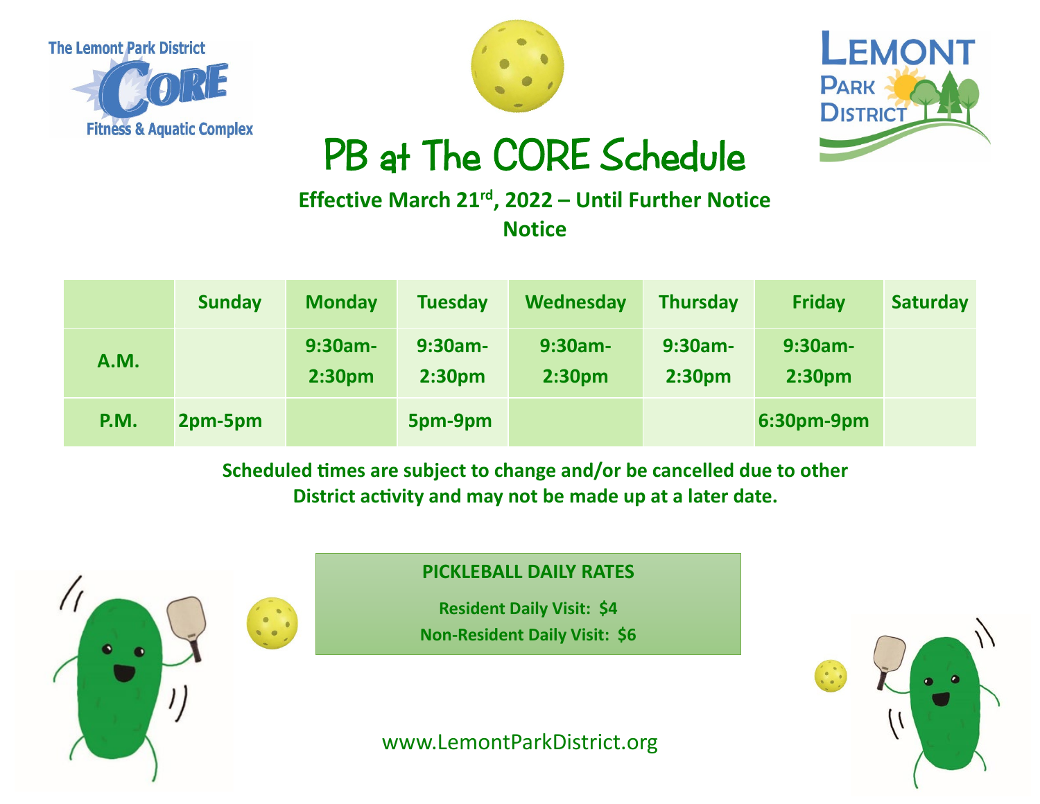# PB at The CORE Schedule

**Effective March 21rd, 2022 – Until Further Notice**
**Notice**

| | Sunday | Monday | Tuesday | Wednesday | Thursday | Friday | Saturday |
|---|---|---|---|---|---|---|---|
| **A.M.** | | 9:30am-2:30pm | 9:30am-2:30pm | 9:30am-2:30pm | 9:30am-2:30pm | 9:30am-2:30pm | |
| **P.M.** | 2pm-5pm | | 5pm-9pm | | | 6:30pm-9pm | |

**Scheduled times are subject to change and/or be cancelled due to other District activity and may not be made up at a later date.**

**PICKLEBALL DAILY RATES**

**Resident Daily Visit: $4**

**Non-Resident Daily Visit: $6**

www.LemontParkDistrict.org